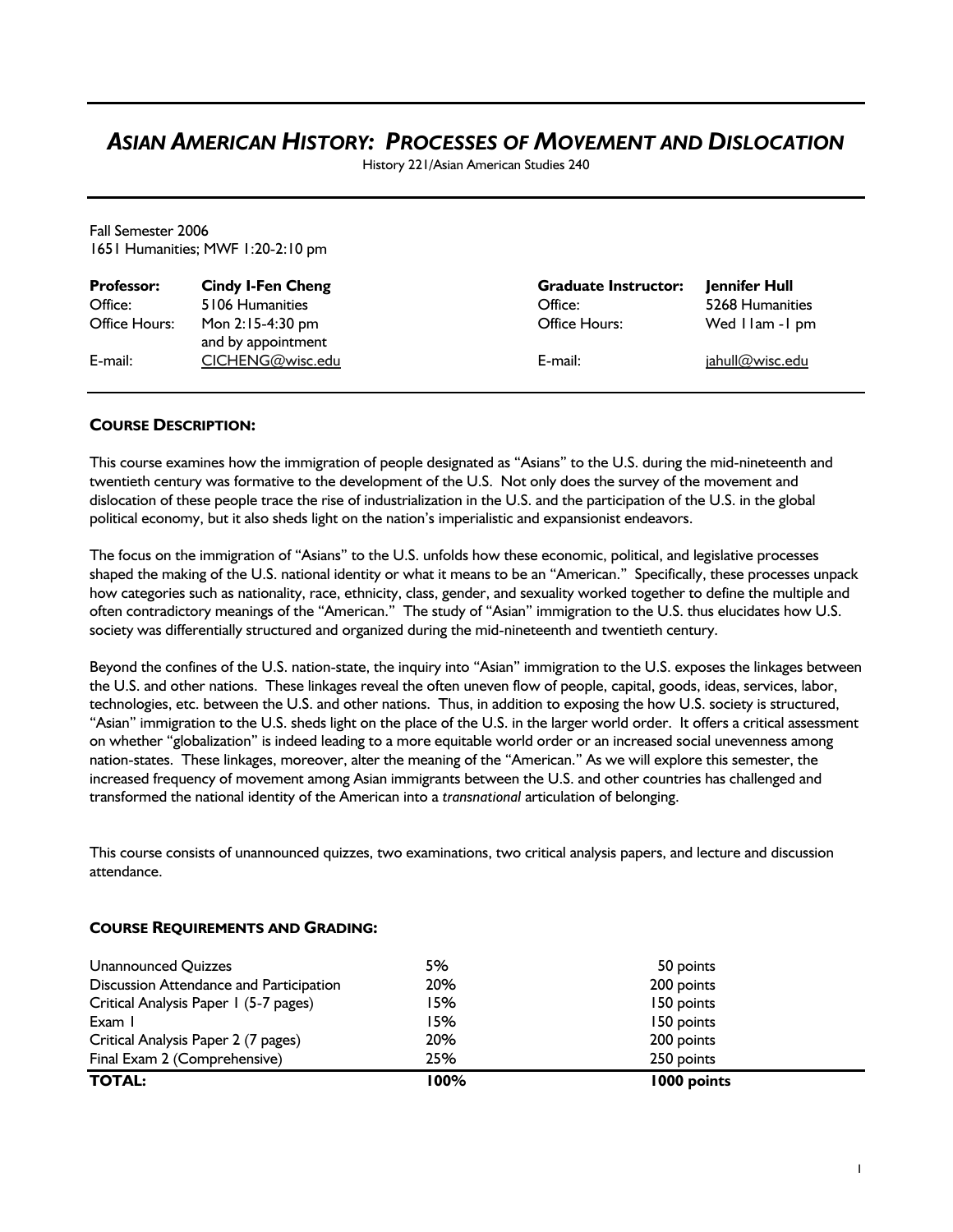# *ASIAN AMERICAN HISTORY: PROCESSES OF MOVEMENT AND DISLOCATION*

History 221/Asian American Studies 240

Fall Semester 2006
1651 Humanities; MWF 1:20-2:10 pm

| | | | |
|---|---|---|---|
| **Professor:** | **Cindy I-Fen Cheng** | **Graduate Instructor:** | **Jennifer Hull** |
| Office: | 5106 Humanities | Office: | 5268 Humanities |
| Office Hours: | Mon 2:15-4:30 pm and by appointment | Office Hours: | Wed 11am -1 pm |
| E-mail: | CICHENG@wisc.edu | E-mail: | jahull@wisc.edu |

## COURSE DESCRIPTION:

This course examines how the immigration of people designated as "Asians" to the U.S. during the mid-nineteenth and twentieth century was formative to the development of the U.S. Not only does the survey of the movement and dislocation of these people trace the rise of industrialization in the U.S. and the participation of the U.S. in the global political economy, but it also sheds light on the nation's imperialistic and expansionist endeavors.

The focus on the immigration of "Asians" to the U.S. unfolds how these economic, political, and legislative processes shaped the making of the U.S. national identity or what it means to be an "American." Specifically, these processes unpack how categories such as nationality, race, ethnicity, class, gender, and sexuality worked together to define the multiple and often contradictory meanings of the "American." The study of "Asian" immigration to the U.S. thus elucidates how U.S. society was differentially structured and organized during the mid-nineteenth and twentieth century.

Beyond the confines of the U.S. nation-state, the inquiry into "Asian" immigration to the U.S. exposes the linkages between the U.S. and other nations. These linkages reveal the often uneven flow of people, capital, goods, ideas, services, labor, technologies, etc. between the U.S. and other nations. Thus, in addition to exposing the how U.S. society is structured, "Asian" immigration to the U.S. sheds light on the place of the U.S. in the larger world order. It offers a critical assessment on whether "globalization" is indeed leading to a more equitable world order or an increased social unevenness among nation-states. These linkages, moreover, alter the meaning of the "American." As we will explore this semester, the increased frequency of movement among Asian immigrants between the U.S. and other countries has challenged and transformed the national identity of the American into a *transnational* articulation of belonging.

This course consists of unannounced quizzes, two examinations, two critical analysis papers, and lecture and discussion attendance.

## COURSE REQUIREMENTS AND GRADING:

| | | |
|---|---|---|
| Unannounced Quizzes | 5% | 50 points |
| Discussion Attendance and Participation | 20% | 200 points |
| Critical Analysis Paper 1 (5-7 pages) | 15% | 150 points |
| Exam 1 | 15% | 150 points |
| Critical Analysis Paper 2 (7 pages) | 20% | 200 points |
| Final Exam 2 (Comprehensive) | 25% | 250 points |
| **TOTAL:** | **100%** | **1000 points** |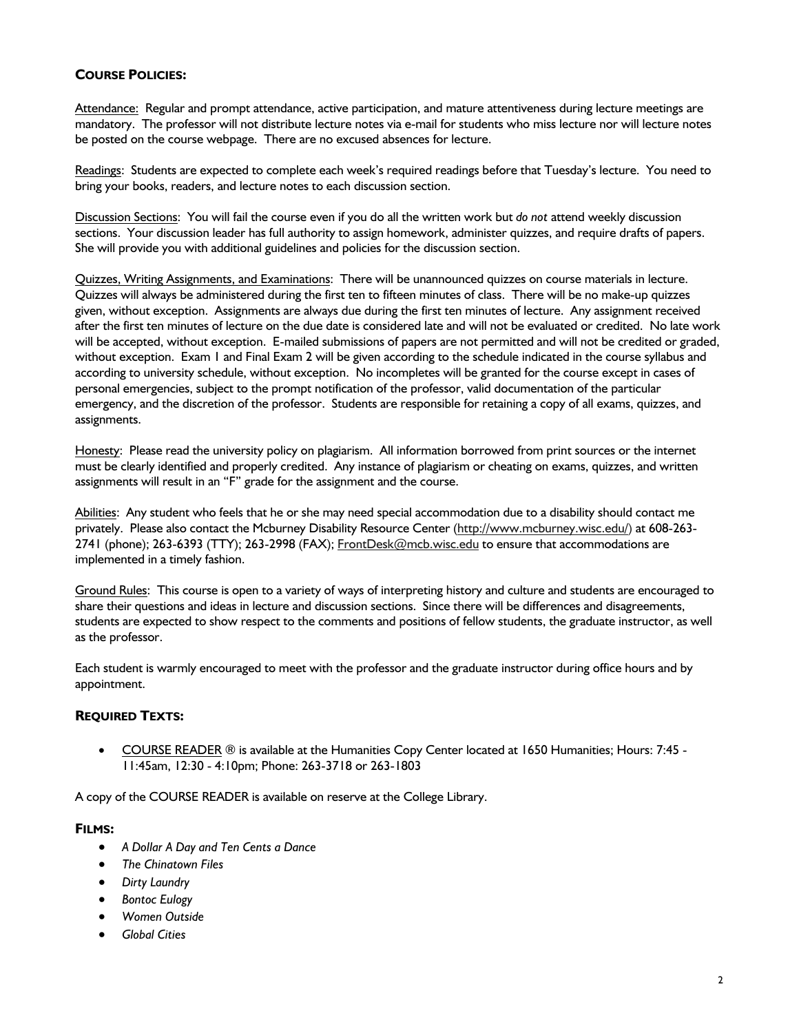## COURSE POLICIES:

Attendance: Regular and prompt attendance, active participation, and mature attentiveness during lecture meetings are mandatory. The professor will not distribute lecture notes via e-mail for students who miss lecture nor will lecture notes be posted on the course webpage. There are no excused absences for lecture.

Readings: Students are expected to complete each week's required readings before that Tuesday's lecture. You need to bring your books, readers, and lecture notes to each discussion section.

Discussion Sections: You will fail the course even if you do all the written work but *do not* attend weekly discussion sections. Your discussion leader has full authority to assign homework, administer quizzes, and require drafts of papers. She will provide you with additional guidelines and policies for the discussion section.

Quizzes, Writing Assignments, and Examinations: There will be unannounced quizzes on course materials in lecture. Quizzes will always be administered during the first ten to fifteen minutes of class. There will be no make-up quizzes given, without exception. Assignments are always due during the first ten minutes of lecture. Any assignment received after the first ten minutes of lecture on the due date is considered late and will not be evaluated or credited. No late work will be accepted, without exception. E-mailed submissions of papers are not permitted and will not be credited or graded, without exception. Exam 1 and Final Exam 2 will be given according to the schedule indicated in the course syllabus and according to university schedule, without exception. No incompletes will be granted for the course except in cases of personal emergencies, subject to the prompt notification of the professor, valid documentation of the particular emergency, and the discretion of the professor. Students are responsible for retaining a copy of all exams, quizzes, and assignments.

Honesty: Please read the university policy on plagiarism. All information borrowed from print sources or the internet must be clearly identified and properly credited. Any instance of plagiarism or cheating on exams, quizzes, and written assignments will result in an "F" grade for the assignment and the course.

Abilities: Any student who feels that he or she may need special accommodation due to a disability should contact me privately. Please also contact the Mcburney Disability Resource Center (http://www.mcburney.wisc.edu/) at 608-263-2741 (phone); 263-6393 (TTY); 263-2998 (FAX); FrontDesk@mcb.wisc.edu to ensure that accommodations are implemented in a timely fashion.

Ground Rules: This course is open to a variety of ways of interpreting history and culture and students are encouraged to share their questions and ideas in lecture and discussion sections. Since there will be differences and disagreements, students are expected to show respect to the comments and positions of fellow students, the graduate instructor, as well as the professor.

Each student is warmly encouraged to meet with the professor and the graduate instructor during office hours and by appointment.

## REQUIRED TEXTS:

- COURSE READER ® is available at the Humanities Copy Center located at 1650 Humanities; Hours: 7:45 - 11:45am, 12:30 - 4:10pm; Phone: 263-3718 or 263-1803

A copy of the COURSE READER is available on reserve at the College Library.

## FILMS:

- *A Dollar A Day and Ten Cents a Dance*
- *The Chinatown Files*
- *Dirty Laundry*
- *Bontoc Eulogy*
- *Women Outside*
- *Global Cities*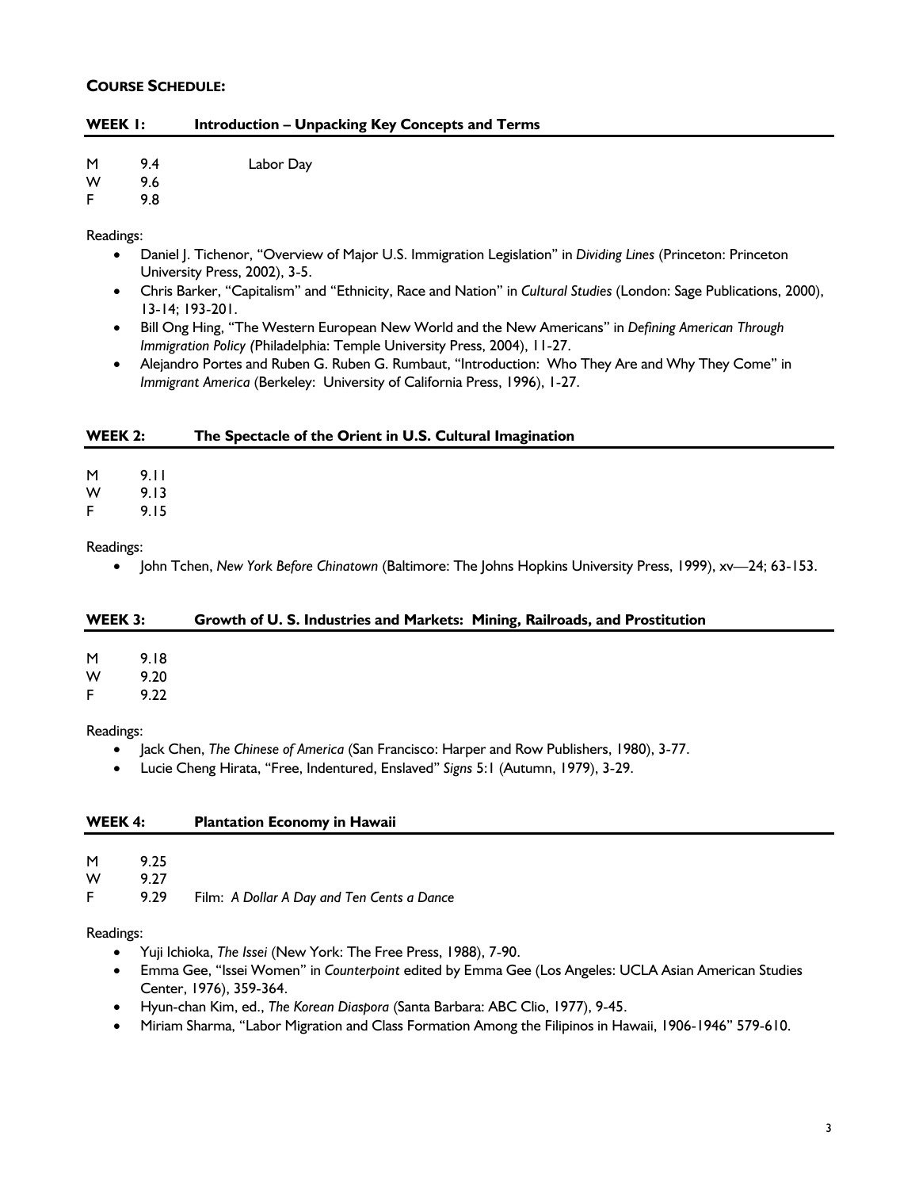**COURSE SCHEDULE:**

## WEEK 1: Introduction – Unpacking Key Concepts and Terms

M 9.4 Labor Day
W 9.6
F 9.8

Readings:

- Daniel J. Tichenor, "Overview of Major U.S. Immigration Legislation" in *Dividing Lines* (Princeton: Princeton University Press, 2002), 3-5.
- Chris Barker, "Capitalism" and "Ethnicity, Race and Nation" in *Cultural Studies* (London: Sage Publications, 2000), 13-14; 193-201.
- Bill Ong Hing, "The Western European New World and the New Americans" in *Defining American Through Immigration Policy (*Philadelphia: Temple University Press, 2004), 11-27.
- Alejandro Portes and Ruben G. Ruben G. Rumbaut, "Introduction: Who They Are and Why They Come" in *Immigrant America* (Berkeley: University of California Press, 1996), 1-27.

## WEEK 2: The Spectacle of the Orient in U.S. Cultural Imagination

M 9.11
W 9.13
F 9.15

Readings:

- John Tchen, *New York Before Chinatown* (Baltimore: The Johns Hopkins University Press, 1999), xv—24; 63-153.

## WEEK 3: Growth of U. S. Industries and Markets: Mining, Railroads, and Prostitution

M 9.18
W 9.20
F 9.22

Readings:

- Jack Chen, *The Chinese of America* (San Francisco: Harper and Row Publishers, 1980), 3-77.
- Lucie Cheng Hirata, "Free, Indentured, Enslaved" *Signs* 5:1 (Autumn, 1979), 3-29.

## WEEK 4: Plantation Economy in Hawaii

M 9.25
W 9.27
F 9.29 Film: *A Dollar A Day and Ten Cents a Dance*

Readings:

- Yuji Ichioka, *The Issei* (New York: The Free Press, 1988), 7-90.
- Emma Gee, "Issei Women" in *Counterpoint* edited by Emma Gee (Los Angeles: UCLA Asian American Studies Center, 1976), 359-364.
- Hyun-chan Kim, ed., *The Korean Diaspora* (Santa Barbara: ABC Clio, 1977), 9-45.
- Miriam Sharma, "Labor Migration and Class Formation Among the Filipinos in Hawaii, 1906-1946" 579-610.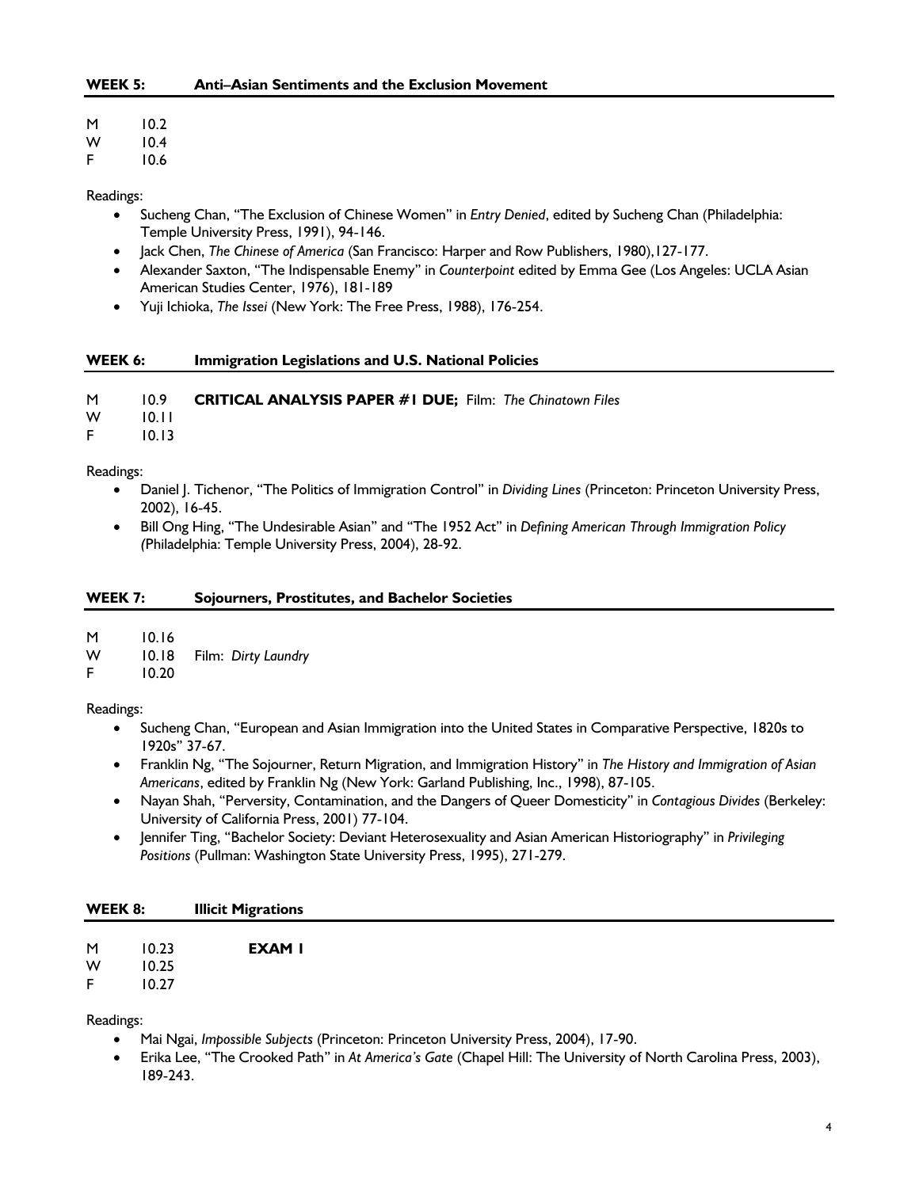## WEEK 5: Anti–Asian Sentiments and the Exclusion Movement

M 10.2
W 10.4
F 10.6

Readings:

- Sucheng Chan, "The Exclusion of Chinese Women" in *Entry Denied*, edited by Sucheng Chan (Philadelphia: Temple University Press, 1991), 94-146.
- Jack Chen, *The Chinese of America* (San Francisco: Harper and Row Publishers, 1980),127-177.
- Alexander Saxton, "The Indispensable Enemy" in *Counterpoint* edited by Emma Gee (Los Angeles: UCLA Asian American Studies Center, 1976), 181-189
- Yuji Ichioka, *The Issei* (New York: The Free Press, 1988), 176-254.

## WEEK 6: Immigration Legislations and U.S. National Policies

M 10.9 **CRITICAL ANALYSIS PAPER #1 DUE;** Film: *The Chinatown Files*
W 10.11
F 10.13

Readings:

- Daniel J. Tichenor, "The Politics of Immigration Control" in *Dividing Lines* (Princeton: Princeton University Press, 2002), 16-45.
- Bill Ong Hing, "The Undesirable Asian" and "The 1952 Act" in *Defining American Through Immigration Policy (*Philadelphia: Temple University Press, 2004), 28-92.

## WEEK 7: Sojourners, Prostitutes, and Bachelor Societies

M 10.16
W 10.18 Film: *Dirty Laundry*
F 10.20

Readings:

- Sucheng Chan, "European and Asian Immigration into the United States in Comparative Perspective, 1820s to 1920s" 37-67.
- Franklin Ng, "The Sojourner, Return Migration, and Immigration History" in *The History and Immigration of Asian Americans*, edited by Franklin Ng (New York: Garland Publishing, Inc., 1998), 87-105.
- Nayan Shah, "Perversity, Contamination, and the Dangers of Queer Domesticity" in *Contagious Divides* (Berkeley: University of California Press, 2001) 77-104.
- Jennifer Ting, "Bachelor Society: Deviant Heterosexuality and Asian American Historiography" in *Privileging Positions* (Pullman: Washington State University Press, 1995), 271-279.

## WEEK 8: Illicit Migrations

M 10.23 **EXAM 1**
W 10.25
F 10.27

Readings:

- Mai Ngai, *Impossible Subjects* (Princeton: Princeton University Press, 2004), 17-90.
- Erika Lee, "The Crooked Path" in *At America's Gate* (Chapel Hill: The University of North Carolina Press, 2003), 189-243.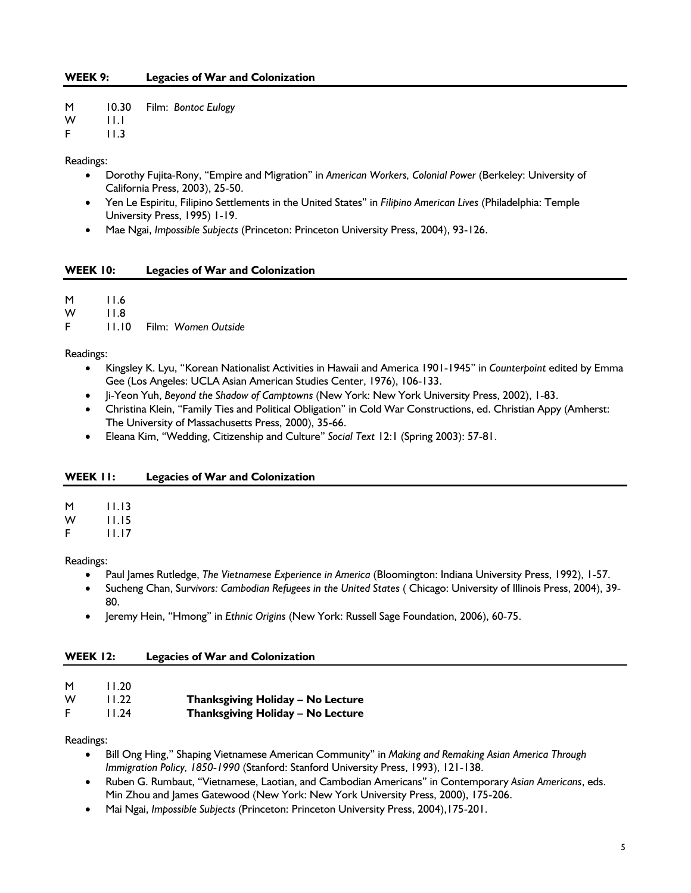## WEEK 9: Legacies of War and Colonization

M 10.30 Film: *Bontoc Eulogy*
W 11.1
F 11.3

Readings:

- Dorothy Fujita-Rony, "Empire and Migration" in *American Workers, Colonial Power* (Berkeley: University of California Press, 2003), 25-50.
- Yen Le Espiritu, Filipino Settlements in the United States" in *Filipino American Lives* (Philadelphia: Temple University Press, 1995) 1-19.
- Mae Ngai, *Impossible Subjects* (Princeton: Princeton University Press, 2004), 93-126.

## WEEK 10: Legacies of War and Colonization

M 11.6
W 11.8
F 11.10 Film: *Women Outside*

Readings:

- Kingsley K. Lyu, "Korean Nationalist Activities in Hawaii and America 1901-1945" in *Counterpoint* edited by Emma Gee (Los Angeles: UCLA Asian American Studies Center, 1976), 106-133.
- Ji-Yeon Yuh, *Beyond the Shadow of Camptowns* (New York: New York University Press, 2002), 1-83.
- Christina Klein, "Family Ties and Political Obligation" in Cold War Constructions, ed. Christian Appy (Amherst: The University of Massachusetts Press, 2000), 35-66.
- Eleana Kim, "Wedding, Citizenship and Culture" *Social Text* 12:1 (Spring 2003): 57-81.

## WEEK 11: Legacies of War and Colonization

M 11.13
W 11.15
F 11.17

Readings:

- Paul James Rutledge, *The Vietnamese Experience in America* (Bloomington: Indiana University Press, 1992), 1-57.
- Sucheng Chan, S*urvivors: Cambodian Refugees in the United States* ( Chicago: University of Illinois Press, 2004), 39-80.
- Jeremy Hein, "Hmong" in *Ethnic Origins* (New York: Russell Sage Foundation, 2006), 60-75.

## WEEK 12: Legacies of War and Colonization

M 11.20
W 11.22 **Thanksgiving Holiday – No Lecture**
F 11.24 **Thanksgiving Holiday – No Lecture**

Readings:

- Bill Ong Hing," Shaping Vietnamese American Community" in *Making and Remaking Asian America Through Immigration Policy, 1850-1990* (Stanford: Stanford University Press, 1993), 121-138.
- Ruben G. Rumbaut, "Vietnamese, Laotian, and Cambodian Americans" in Contemporary *Asian Americans*, eds. Min Zhou and James Gatewood (New York: New York University Press, 2000), 175-206.
- Mai Ngai, *Impossible Subjects* (Princeton: Princeton University Press, 2004),175-201.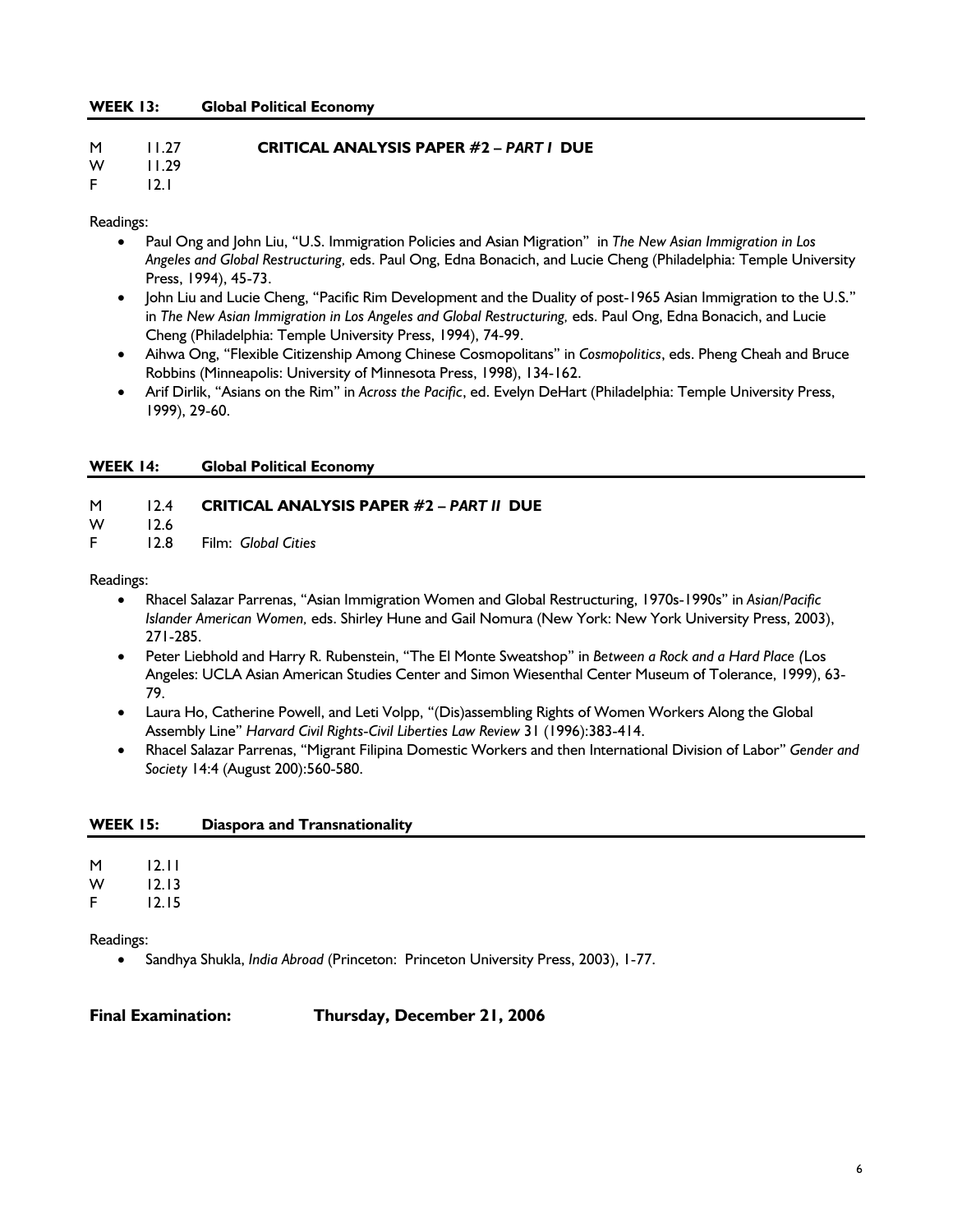### WEEK 13: Global Political Economy

M 11.27 **CRITICAL ANALYSIS PAPER #2 – *PART I* DUE**
W 11.29
F 12.1

Readings:

- Paul Ong and John Liu, "U.S. Immigration Policies and Asian Migration" in *The New Asian Immigration in Los Angeles and Global Restructuring,* eds. Paul Ong, Edna Bonacich, and Lucie Cheng (Philadelphia: Temple University Press, 1994), 45-73.
- John Liu and Lucie Cheng, "Pacific Rim Development and the Duality of post-1965 Asian Immigration to the U.S." in *The New Asian Immigration in Los Angeles and Global Restructuring,* eds. Paul Ong, Edna Bonacich, and Lucie Cheng (Philadelphia: Temple University Press, 1994), 74-99.
- Aihwa Ong, "Flexible Citizenship Among Chinese Cosmopolitans" in *Cosmopolitics*, eds. Pheng Cheah and Bruce Robbins (Minneapolis: University of Minnesota Press, 1998), 134-162.
- Arif Dirlik, "Asians on the Rim" in *Across the Pacific*, ed. Evelyn DeHart (Philadelphia: Temple University Press, 1999), 29-60.

### WEEK 14: Global Political Economy

M 12.4 **CRITICAL ANALYSIS PAPER #2 – *PART II* DUE**
W 12.6
F 12.8 Film: *Global Cities*

Readings:

- Rhacel Salazar Parrenas, "Asian Immigration Women and Global Restructuring, 1970s-1990s" in *Asian/Pacific Islander American Women,* eds. Shirley Hune and Gail Nomura (New York: New York University Press, 2003), 271-285.
- Peter Liebhold and Harry R. Rubenstein, "The El Monte Sweatshop" in *Between a Rock and a Hard Place (*Los Angeles: UCLA Asian American Studies Center and Simon Wiesenthal Center Museum of Tolerance, 1999), 63-79.
- Laura Ho, Catherine Powell, and Leti Volpp, "(Dis)assembling Rights of Women Workers Along the Global Assembly Line" *Harvard Civil Rights-Civil Liberties Law Review* 31 (1996):383-414.
- Rhacel Salazar Parrenas, "Migrant Filipina Domestic Workers and then International Division of Labor" *Gender and Society* 14:4 (August 200):560-580.

### WEEK 15: Diaspora and Transnationality

M 12.11
W 12.13
F 12.15

Readings:

- Sandhya Shukla, *India Abroad* (Princeton: Princeton University Press, 2003), 1-77.

**Final Examination: Thursday, December 21, 2006**